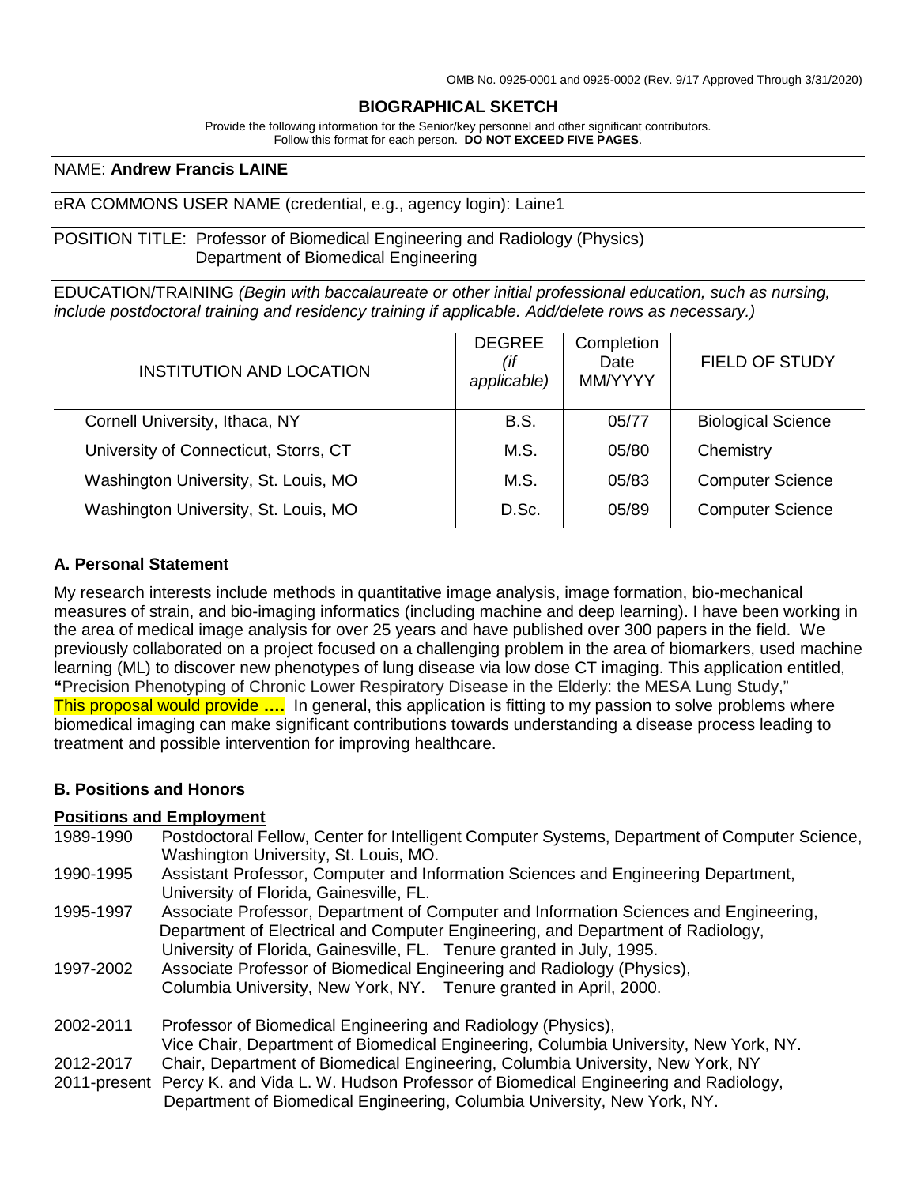OMB No. 0925-0001 and 0925-0002 (Rev. 9/17 Approved Through 3/31/2020)

# BIOGRAPHICAL SKETCH

Provide the following information for the Senior/key personnel and other significant contributors.
Follow this format for each person. **DO NOT EXCEED FIVE PAGES**.

NAME: **Andrew Francis LAINE**

eRA COMMONS USER NAME (credential, e.g., agency login): Laine1

POSITION TITLE: Professor of Biomedical Engineering and Radiology (Physics)
Department of Biomedical Engineering

EDUCATION/TRAINING *(Begin with baccalaureate or other initial professional education, such as nursing, include postdoctoral training and residency training if applicable. Add/delete rows as necessary.)*

| INSTITUTION AND LOCATION | DEGREE *(if applicable)* | Completion Date MM/YYYY | FIELD OF STUDY |
|---|---|---|---|
| Cornell University, Ithaca, NY | B.S. | 05/77 | Biological Science |
| University of Connecticut, Storrs, CT | M.S. | 05/80 | Chemistry |
| Washington University, St. Louis, MO | M.S. | 05/83 | Computer Science |
| Washington University, St. Louis, MO | D.Sc. | 05/89 | Computer Science |

## A. Personal Statement

My research interests include methods in quantitative image analysis, image formation, bio-mechanical measures of strain, and bio-imaging informatics (including machine and deep learning). I have been working in the area of medical image analysis for over 25 years and have published over 300 papers in the field. We previously collaborated on a project focused on a challenging problem in the area of biomarkers, used machine learning (ML) to discover new phenotypes of lung disease via low dose CT imaging. This application entitled, **"**Precision Phenotyping of Chronic Lower Respiratory Disease in the Elderly: the MESA Lung Study," This proposal would provide **….** In general, this application is fitting to my passion to solve problems where biomedical imaging can make significant contributions towards understanding a disease process leading to treatment and possible intervention for improving healthcare.

## B. Positions and Honors

**Positions and Employment**

1989-1990 Postdoctoral Fellow, Center for Intelligent Computer Systems, Department of Computer Science, Washington University, St. Louis, MO.

1990-1995 Assistant Professor, Computer and Information Sciences and Engineering Department, University of Florida, Gainesville, FL.

1995-1997 Associate Professor, Department of Computer and Information Sciences and Engineering, Department of Electrical and Computer Engineering, and Department of Radiology, University of Florida, Gainesville, FL. Tenure granted in July, 1995.

1997-2002 Associate Professor of Biomedical Engineering and Radiology (Physics), Columbia University, New York, NY. Tenure granted in April, 2000.

2002-2011 Professor of Biomedical Engineering and Radiology (Physics), Vice Chair, Department of Biomedical Engineering, Columbia University, New York, NY.

2012-2017 Chair, Department of Biomedical Engineering, Columbia University, New York, NY

2011-present Percy K. and Vida L. W. Hudson Professor of Biomedical Engineering and Radiology, Department of Biomedical Engineering, Columbia University, New York, NY.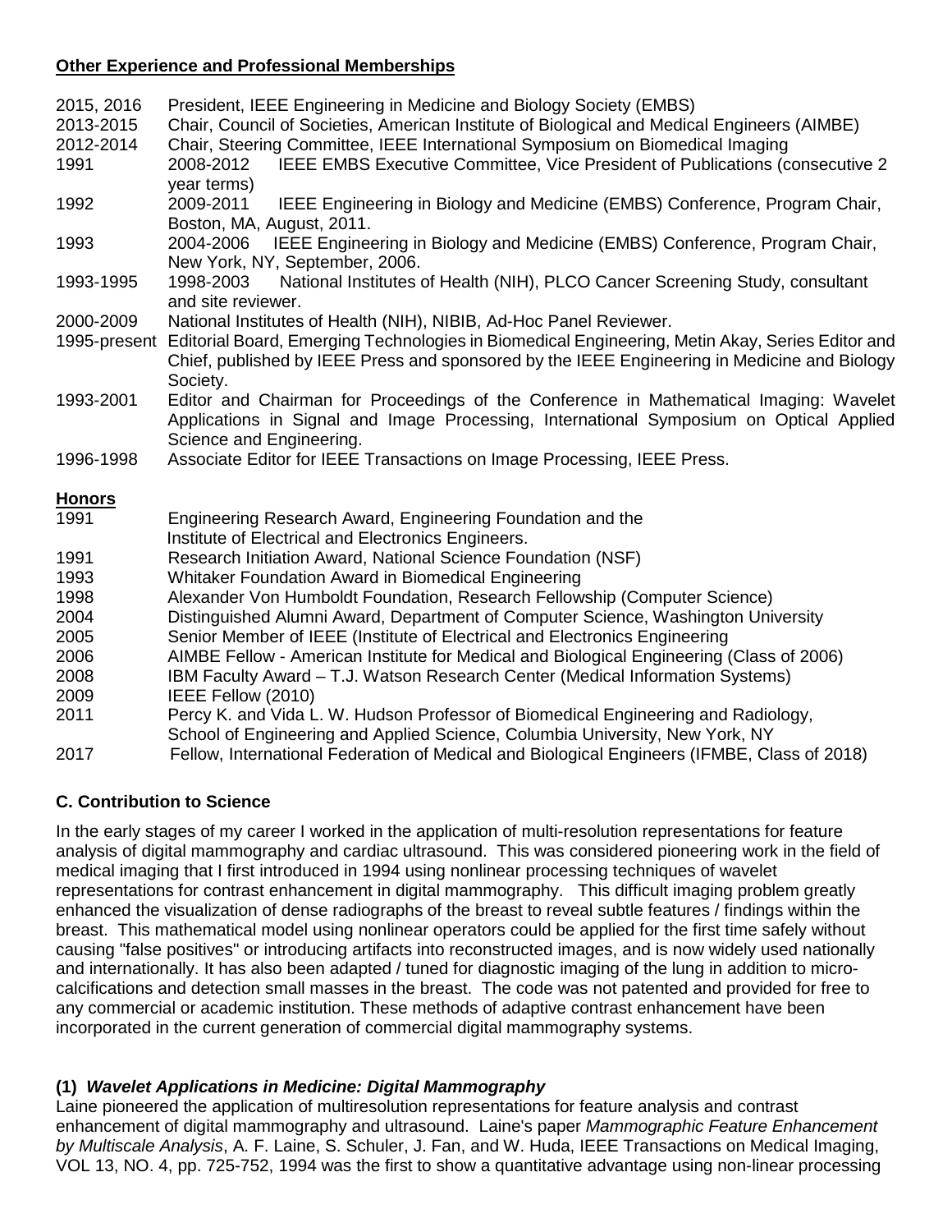**Other Experience and Professional Memberships**

2015, 2016 President, IEEE Engineering in Medicine and Biology Society (EMBS)
2013-2015 Chair, Council of Societies, American Institute of Biological and Medical Engineers (AIMBE)
2012-2014 Chair, Steering Committee, IEEE International Symposium on Biomedical Imaging
1991 2008-2012 IEEE EMBS Executive Committee, Vice President of Publications (consecutive 2 year terms)
1992 2009-2011 IEEE Engineering in Biology and Medicine (EMBS) Conference, Program Chair, Boston, MA, August, 2011.
1993 2004-2006 IEEE Engineering in Biology and Medicine (EMBS) Conference, Program Chair, New York, NY, September, 2006.
1993-1995 1998-2003 National Institutes of Health (NIH), PLCO Cancer Screening Study, consultant and site reviewer.
2000-2009 National Institutes of Health (NIH), NIBIB, Ad-Hoc Panel Reviewer.
1995-present Editorial Board, Emerging Technologies in Biomedical Engineering, Metin Akay, Series Editor and Chief, published by IEEE Press and sponsored by the IEEE Engineering in Medicine and Biology Society.
1993-2001 Editor and Chairman for Proceedings of the Conference in Mathematical Imaging: Wavelet Applications in Signal and Image Processing, International Symposium on Optical Applied Science and Engineering.
1996-1998 Associate Editor for IEEE Transactions on Image Processing, IEEE Press.

**Honors**

1991 Engineering Research Award, Engineering Foundation and the Institute of Electrical and Electronics Engineers.
1991 Research Initiation Award, National Science Foundation (NSF)
1993 Whitaker Foundation Award in Biomedical Engineering
1998 Alexander Von Humboldt Foundation, Research Fellowship (Computer Science)
2004 Distinguished Alumni Award, Department of Computer Science, Washington University
2005 Senior Member of IEEE (Institute of Electrical and Electronics Engineering
2006 AIMBE Fellow - American Institute for Medical and Biological Engineering (Class of 2006)
2008 IBM Faculty Award – T.J. Watson Research Center (Medical Information Systems)
2009 IEEE Fellow (2010)
2011 Percy K. and Vida L. W. Hudson Professor of Biomedical Engineering and Radiology, School of Engineering and Applied Science, Columbia University, New York, NY
2017 Fellow, International Federation of Medical and Biological Engineers (IFMBE, Class of 2018)

## C. Contribution to Science

In the early stages of my career I worked in the application of multi-resolution representations for feature analysis of digital mammography and cardiac ultrasound. This was considered pioneering work in the field of medical imaging that I first introduced in 1994 using nonlinear processing techniques of wavelet representations for contrast enhancement in digital mammography. This difficult imaging problem greatly enhanced the visualization of dense radiographs of the breast to reveal subtle features / findings within the breast. This mathematical model using nonlinear operators could be applied for the first time safely without causing "false positives" or introducing artifacts into reconstructed images, and is now widely used nationally and internationally. It has also been adapted / tuned for diagnostic imaging of the lung in addition to micro-calcifications and detection small masses in the breast. The code was not patented and provided for free to any commercial or academic institution. These methods of adaptive contrast enhancement have been incorporated in the current generation of commercial digital mammography systems.

**(1) *Wavelet Applications in Medicine: Digital Mammography***

Laine pioneered the application of multiresolution representations for feature analysis and contrast enhancement of digital mammography and ultrasound. Laine's paper *Mammographic Feature Enhancement by Multiscale Analysis*, A. F. Laine, S. Schuler, J. Fan, and W. Huda, IEEE Transactions on Medical Imaging, VOL 13, NO. 4, pp. 725-752, 1994 was the first to show a quantitative advantage using non-linear processing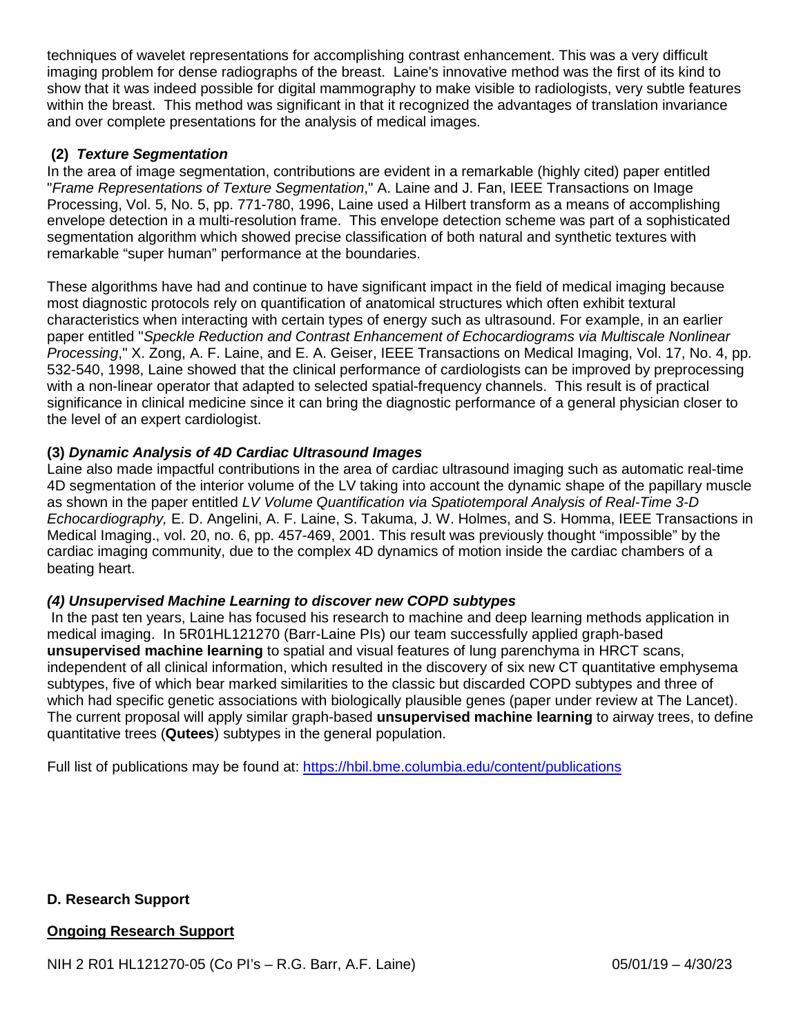techniques of wavelet representations for accomplishing contrast enhancement. This was a very difficult imaging problem for dense radiographs of the breast. Laine's innovative method was the first of its kind to show that it was indeed possible for digital mammography to make visible to radiologists, very subtle features within the breast. This method was significant in that it recognized the advantages of translation invariance and over complete presentations for the analysis of medical images.

**(2)** ***Texture Segmentation***

In the area of image segmentation, contributions are evident in a remarkable (highly cited) paper entitled "*Frame Representations of Texture Segmentation*," A. Laine and J. Fan, IEEE Transactions on Image Processing, Vol. 5, No. 5, pp. 771-780, 1996, Laine used a Hilbert transform as a means of accomplishing envelope detection in a multi-resolution frame. This envelope detection scheme was part of a sophisticated segmentation algorithm which showed precise classification of both natural and synthetic textures with remarkable "super human" performance at the boundaries.

These algorithms have had and continue to have significant impact in the field of medical imaging because most diagnostic protocols rely on quantification of anatomical structures which often exhibit textural characteristics when interacting with certain types of energy such as ultrasound. For example, in an earlier paper entitled "*Speckle Reduction and Contrast Enhancement of Echocardiograms via Multiscale Nonlinear Processing*," X. Zong, A. F. Laine, and E. A. Geiser, IEEE Transactions on Medical Imaging, Vol. 17, No. 4, pp. 532-540, 1998, Laine showed that the clinical performance of cardiologists can be improved by preprocessing with a non-linear operator that adapted to selected spatial-frequency channels. This result is of practical significance in clinical medicine since it can bring the diagnostic performance of a general physician closer to the level of an expert cardiologist.

**(3)** ***Dynamic Analysis of 4D Cardiac Ultrasound Images***

Laine also made impactful contributions in the area of cardiac ultrasound imaging such as automatic real-time 4D segmentation of the interior volume of the LV taking into account the dynamic shape of the papillary muscle as shown in the paper entitled *LV Volume Quantification via Spatiotemporal Analysis of Real-Time 3-D Echocardiography,* E. D. Angelini, A. F. Laine, S. Takuma, J. W. Holmes, and S. Homma, IEEE Transactions in Medical Imaging., vol. 20, no. 6, pp. 457-469, 2001. This result was previously thought "impossible" by the cardiac imaging community, due to the complex 4D dynamics of motion inside the cardiac chambers of a beating heart.

***(4) Unsupervised Machine Learning to discover new COPD subtypes***

In the past ten years, Laine has focused his research to machine and deep learning methods application in medical imaging. In 5R01HL121270 (Barr-Laine PIs) our team successfully applied graph-based **unsupervised machine learning** to spatial and visual features of lung parenchyma in HRCT scans, independent of all clinical information, which resulted in the discovery of six new CT quantitative emphysema subtypes, five of which bear marked similarities to the classic but discarded COPD subtypes and three of which had specific genetic associations with biologically plausible genes (paper under review at The Lancet). The current proposal will apply similar graph-based **unsupervised machine learning** to airway trees, to define quantitative trees (**Qutees**) subtypes in the general population.

Full list of publications may be found at: https://hbil.bme.columbia.edu/content/publications

**D. Research Support**

**Ongoing Research Support**

NIH 2 R01 HL121270-05 (Co PI's – R.G. Barr, A.F. Laine) 05/01/19 – 4/30/23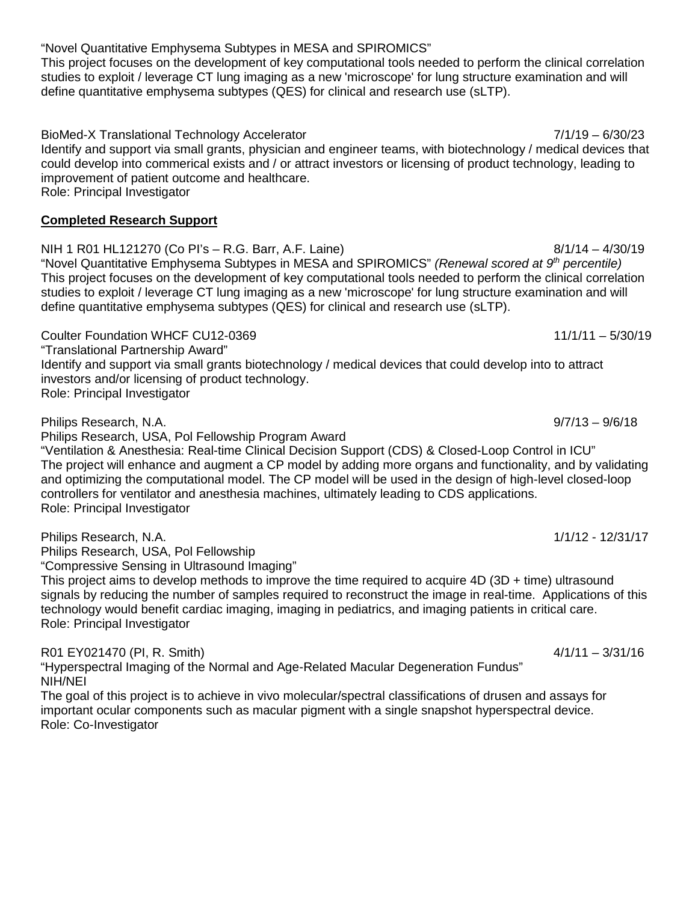"Novel Quantitative Emphysema Subtypes in MESA and SPIROMICS"
This project focuses on the development of key computational tools needed to perform the clinical correlation studies to exploit / leverage CT lung imaging as a new 'microscope' for lung structure examination and will define quantitative emphysema subtypes (QES) for clinical and research use (sLTP).

BioMed-X Translational Technology Accelerator 7/1/19 – 6/30/23
Identify and support via small grants, physician and engineer teams, with biotechnology / medical devices that could develop into commerical exists and / or attract investors or licensing of product technology, leading to improvement of patient outcome and healthcare.
Role: Principal Investigator

**Completed Research Support**

NIH 1 R01 HL121270 (Co PI's – R.G. Barr, A.F. Laine) 8/1/14 – 4/30/19
"Novel Quantitative Emphysema Subtypes in MESA and SPIROMICS" *(Renewal scored at 9th percentile)*
This project focuses on the development of key computational tools needed to perform the clinical correlation studies to exploit / leverage CT lung imaging as a new 'microscope' for lung structure examination and will define quantitative emphysema subtypes (QES) for clinical and research use (sLTP).

Coulter Foundation WHCF CU12-0369 11/1/11 – 5/30/19
"Translational Partnership Award"
Identify and support via small grants biotechnology / medical devices that could develop into to attract investors and/or licensing of product technology.
Role: Principal Investigator

Philips Research, N.A. 9/7/13 – 9/6/18
Philips Research, USA, Pol Fellowship Program Award
"Ventilation & Anesthesia: Real-time Clinical Decision Support (CDS) & Closed-Loop Control in ICU"
The project will enhance and augment a CP model by adding more organs and functionality, and by validating and optimizing the computational model. The CP model will be used in the design of high-level closed-loop controllers for ventilator and anesthesia machines, ultimately leading to CDS applications.
Role: Principal Investigator

Philips Research, N.A. 1/1/12 - 12/31/17
Philips Research, USA, Pol Fellowship
"Compressive Sensing in Ultrasound Imaging"
This project aims to develop methods to improve the time required to acquire 4D (3D + time) ultrasound signals by reducing the number of samples required to reconstruct the image in real-time. Applications of this technology would benefit cardiac imaging, imaging in pediatrics, and imaging patients in critical care.
Role: Principal Investigator

R01 EY021470 (PI, R. Smith) 4/1/11 – 3/31/16
"Hyperspectral Imaging of the Normal and Age-Related Macular Degeneration Fundus"
NIH/NEI
The goal of this project is to achieve in vivo molecular/spectral classifications of drusen and assays for important ocular components such as macular pigment with a single snapshot hyperspectral device.
Role: Co-Investigator